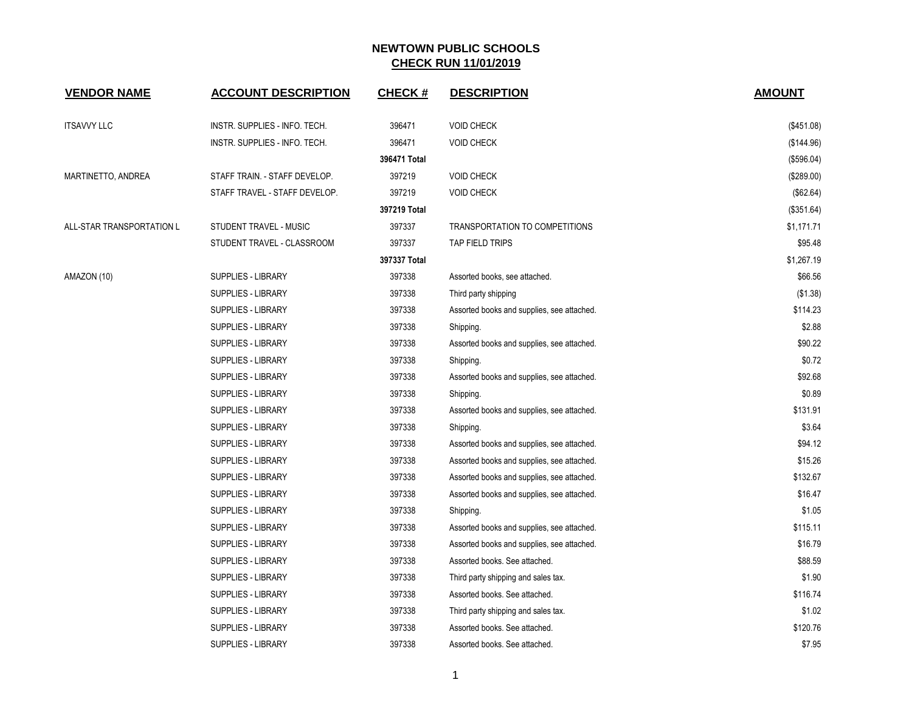# NEWTOWN PUBLIC SCHOOLS

## CHECK RUN 11/01/2019

| VENDOR NAME | ACCOUNT DESCRIPTION | CHECK # | DESCRIPTION | AMOUNT |
|---|---|---|---|---|
| ITSAVVY LLC | INSTR. SUPPLIES - INFO. TECH. | 396471 | VOID CHECK | ($451.08) |
| | INSTR. SUPPLIES - INFO. TECH. | 396471 | VOID CHECK | ($144.96) |
| | | 396471 Total | | ($596.04) |
| MARTINETTO, ANDREA | STAFF TRAIN. - STAFF DEVELOP. | 397219 | VOID CHECK | ($289.00) |
| | STAFF TRAVEL - STAFF DEVELOP. | 397219 | VOID CHECK | ($62.64) |
| | | 397219 Total | | ($351.64) |
| ALL-STAR TRANSPORTATION L | STUDENT TRAVEL - MUSIC | 397337 | TRANSPORTATION TO COMPETITIONS | $1,171.71 |
| | STUDENT TRAVEL - CLASSROOM | 397337 | TAP FIELD TRIPS | $95.48 |
| | | 397337 Total | | $1,267.19 |
| AMAZON (10) | SUPPLIES - LIBRARY | 397338 | Assorted books, see attached. | $66.56 |
| | SUPPLIES - LIBRARY | 397338 | Third party shipping | ($1.38) |
| | SUPPLIES - LIBRARY | 397338 | Assorted books and supplies, see attached. | $114.23 |
| | SUPPLIES - LIBRARY | 397338 | Shipping. | $2.88 |
| | SUPPLIES - LIBRARY | 397338 | Assorted books and supplies, see attached. | $90.22 |
| | SUPPLIES - LIBRARY | 397338 | Shipping. | $0.72 |
| | SUPPLIES - LIBRARY | 397338 | Assorted books and supplies, see attached. | $92.68 |
| | SUPPLIES - LIBRARY | 397338 | Shipping. | $0.89 |
| | SUPPLIES - LIBRARY | 397338 | Assorted books and supplies, see attached. | $131.91 |
| | SUPPLIES - LIBRARY | 397338 | Shipping. | $3.64 |
| | SUPPLIES - LIBRARY | 397338 | Assorted books and supplies, see attached. | $94.12 |
| | SUPPLIES - LIBRARY | 397338 | Assorted books and supplies, see attached. | $15.26 |
| | SUPPLIES - LIBRARY | 397338 | Assorted books and supplies, see attached. | $132.67 |
| | SUPPLIES - LIBRARY | 397338 | Assorted books and supplies, see attached. | $16.47 |
| | SUPPLIES - LIBRARY | 397338 | Shipping. | $1.05 |
| | SUPPLIES - LIBRARY | 397338 | Assorted books and supplies, see attached. | $115.11 |
| | SUPPLIES - LIBRARY | 397338 | Assorted books and supplies, see attached. | $16.79 |
| | SUPPLIES - LIBRARY | 397338 | Assorted books. See attached. | $88.59 |
| | SUPPLIES - LIBRARY | 397338 | Third party shipping and sales tax. | $1.90 |
| | SUPPLIES - LIBRARY | 397338 | Assorted books. See attached. | $116.74 |
| | SUPPLIES - LIBRARY | 397338 | Third party shipping and sales tax. | $1.02 |
| | SUPPLIES - LIBRARY | 397338 | Assorted books. See attached. | $120.76 |
| | SUPPLIES - LIBRARY | 397338 | Assorted books. See attached. | $7.95 |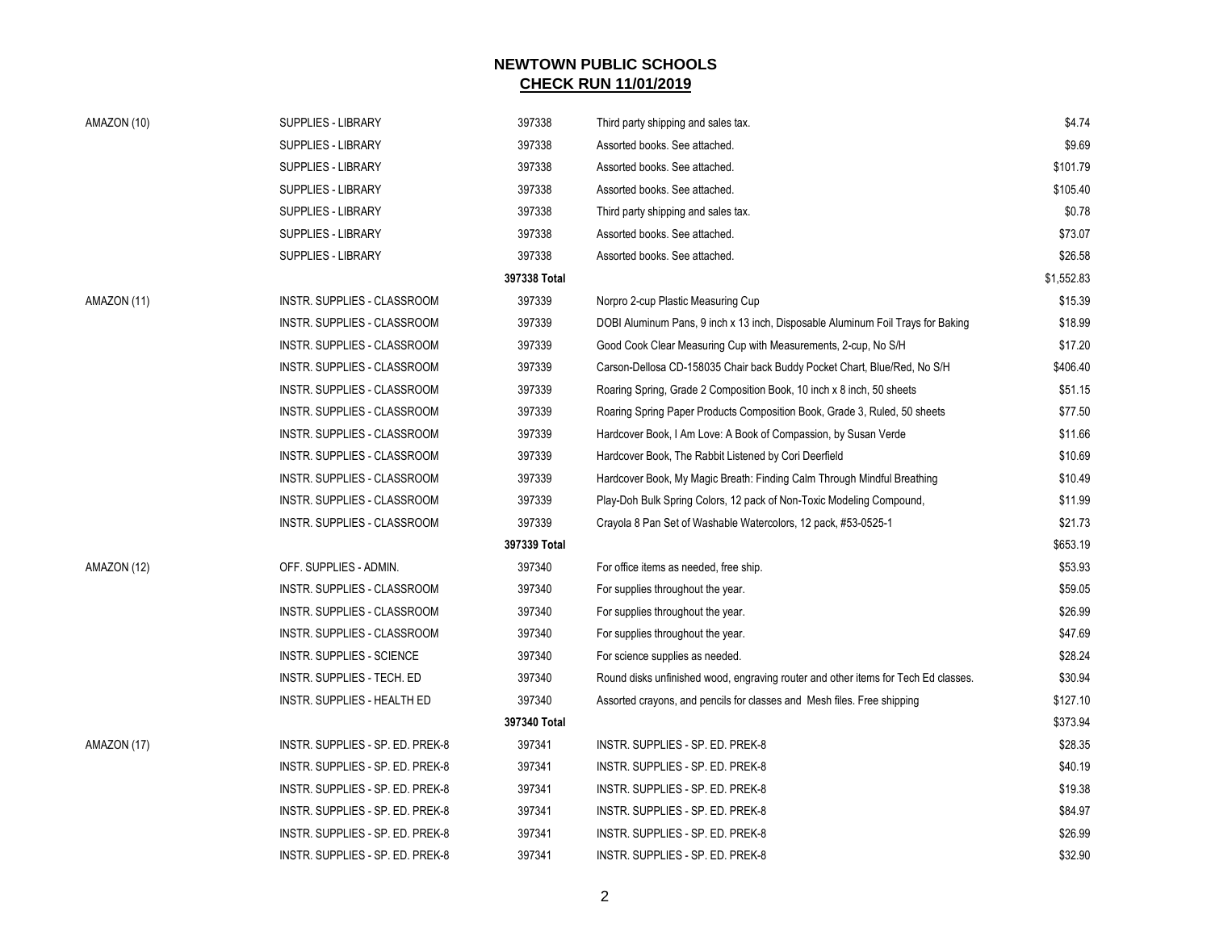**NEWTOWN PUBLIC SCHOOLS**
**CHECK RUN 11/01/2019**

| Vendor | Account | Check | Description | Amount |
|---|---|---|---|---|
| AMAZON (10) | SUPPLIES - LIBRARY | 397338 | Third party shipping and sales tax. | $4.74 |
| | SUPPLIES - LIBRARY | 397338 | Assorted books. See attached. | $9.69 |
| | SUPPLIES - LIBRARY | 397338 | Assorted books. See attached. | $101.79 |
| | SUPPLIES - LIBRARY | 397338 | Assorted books. See attached. | $105.40 |
| | SUPPLIES - LIBRARY | 397338 | Third party shipping and sales tax. | $0.78 |
| | SUPPLIES - LIBRARY | 397338 | Assorted books. See attached. | $73.07 |
| | SUPPLIES - LIBRARY | 397338 | Assorted books. See attached. | $26.58 |
| | | **397338 Total** | | $1,552.83 |
| AMAZON (11) | INSTR. SUPPLIES - CLASSROOM | 397339 | Norpro 2-cup Plastic Measuring Cup | $15.39 |
| | INSTR. SUPPLIES - CLASSROOM | 397339 | DOBI Aluminum Pans, 9 inch x 13 inch, Disposable Aluminum Foil Trays for Baking | $18.99 |
| | INSTR. SUPPLIES - CLASSROOM | 397339 | Good Cook Clear Measuring Cup with Measurements, 2-cup, No S/H | $17.20 |
| | INSTR. SUPPLIES - CLASSROOM | 397339 | Carson-Dellosa CD-158035 Chair back Buddy Pocket Chart, Blue/Red, No S/H | $406.40 |
| | INSTR. SUPPLIES - CLASSROOM | 397339 | Roaring Spring, Grade 2 Composition Book, 10 inch x 8 inch, 50 sheets | $51.15 |
| | INSTR. SUPPLIES - CLASSROOM | 397339 | Roaring Spring Paper Products Composition Book, Grade 3, Ruled, 50 sheets | $77.50 |
| | INSTR. SUPPLIES - CLASSROOM | 397339 | Hardcover Book, I Am Love: A Book of Compassion, by Susan Verde | $11.66 |
| | INSTR. SUPPLIES - CLASSROOM | 397339 | Hardcover Book, The Rabbit Listened by Cori Deerfield | $10.69 |
| | INSTR. SUPPLIES - CLASSROOM | 397339 | Hardcover Book, My Magic Breath: Finding Calm Through Mindful Breathing | $10.49 |
| | INSTR. SUPPLIES - CLASSROOM | 397339 | Play-Doh Bulk Spring Colors, 12 pack of Non-Toxic Modeling Compound, | $11.99 |
| | INSTR. SUPPLIES - CLASSROOM | 397339 | Crayola 8 Pan Set of Washable Watercolors, 12 pack, #53-0525-1 | $21.73 |
| | | **397339 Total** | | $653.19 |
| AMAZON (12) | OFF. SUPPLIES - ADMIN. | 397340 | For office items as needed, free ship. | $53.93 |
| | INSTR. SUPPLIES - CLASSROOM | 397340 | For supplies throughout the year. | $59.05 |
| | INSTR. SUPPLIES - CLASSROOM | 397340 | For supplies throughout the year. | $26.99 |
| | INSTR. SUPPLIES - CLASSROOM | 397340 | For supplies throughout the year. | $47.69 |
| | INSTR. SUPPLIES - SCIENCE | 397340 | For science supplies as needed. | $28.24 |
| | INSTR. SUPPLIES - TECH. ED | 397340 | Round disks unfinished wood, engraving router and other items for Tech Ed classes. | $30.94 |
| | INSTR. SUPPLIES - HEALTH ED | 397340 | Assorted crayons, and pencils for classes and Mesh files. Free shipping | $127.10 |
| | | **397340 Total** | | $373.94 |
| AMAZON (17) | INSTR. SUPPLIES - SP. ED. PREK-8 | 397341 | INSTR. SUPPLIES - SP. ED. PREK-8 | $28.35 |
| | INSTR. SUPPLIES - SP. ED. PREK-8 | 397341 | INSTR. SUPPLIES - SP. ED. PREK-8 | $40.19 |
| | INSTR. SUPPLIES - SP. ED. PREK-8 | 397341 | INSTR. SUPPLIES - SP. ED. PREK-8 | $19.38 |
| | INSTR. SUPPLIES - SP. ED. PREK-8 | 397341 | INSTR. SUPPLIES - SP. ED. PREK-8 | $84.97 |
| | INSTR. SUPPLIES - SP. ED. PREK-8 | 397341 | INSTR. SUPPLIES - SP. ED. PREK-8 | $26.99 |
| | INSTR. SUPPLIES - SP. ED. PREK-8 | 397341 | INSTR. SUPPLIES - SP. ED. PREK-8 | $32.90 |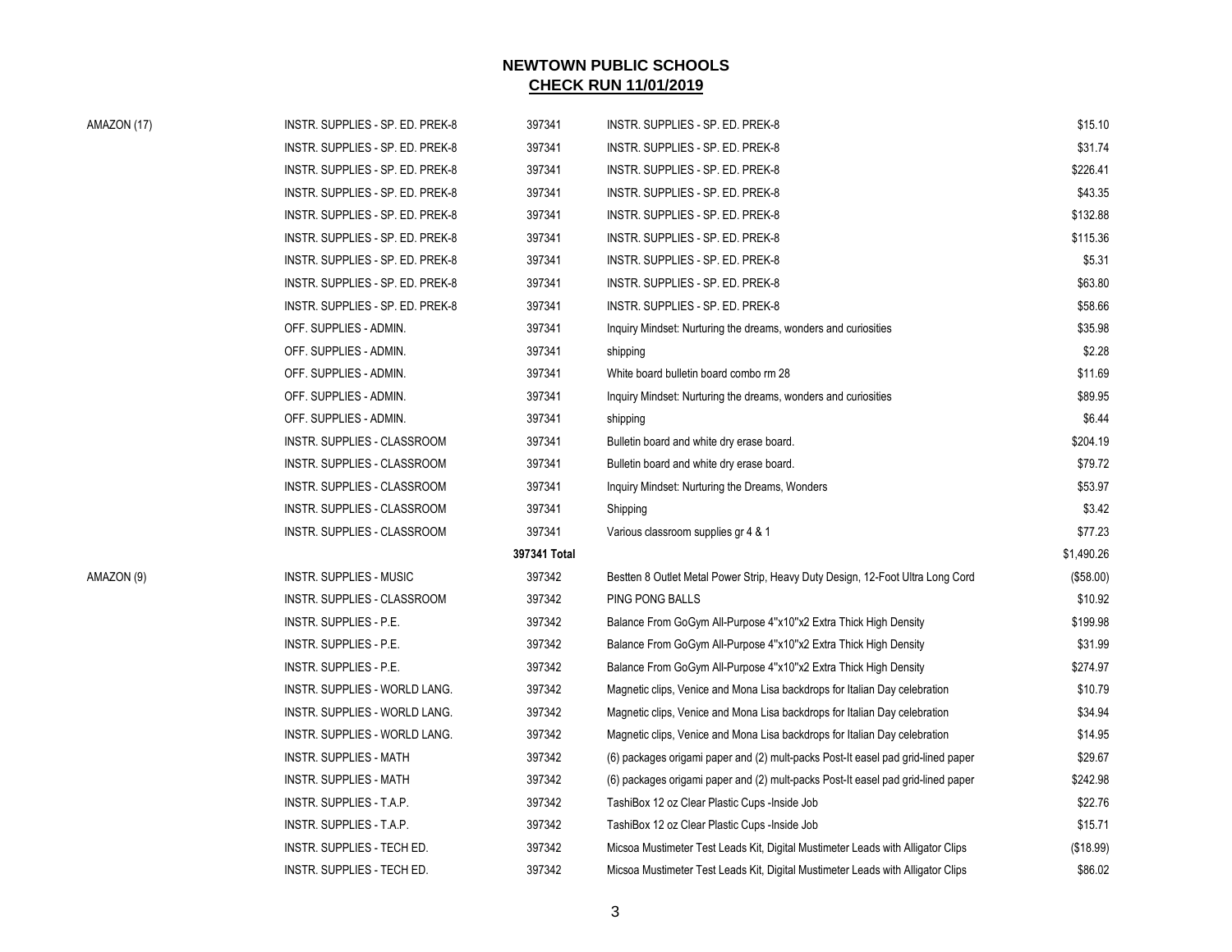# NEWTOWN PUBLIC SCHOOLS
## CHECK RUN 11/01/2019

| | | | | |
|---|---|---|---|---|
| AMAZON (17) | INSTR. SUPPLIES - SP. ED. PREK-8 | 397341 | INSTR. SUPPLIES - SP. ED. PREK-8 | $15.10 |
| | INSTR. SUPPLIES - SP. ED. PREK-8 | 397341 | INSTR. SUPPLIES - SP. ED. PREK-8 | $31.74 |
| | INSTR. SUPPLIES - SP. ED. PREK-8 | 397341 | INSTR. SUPPLIES - SP. ED. PREK-8 | $226.41 |
| | INSTR. SUPPLIES - SP. ED. PREK-8 | 397341 | INSTR. SUPPLIES - SP. ED. PREK-8 | $43.35 |
| | INSTR. SUPPLIES - SP. ED. PREK-8 | 397341 | INSTR. SUPPLIES - SP. ED. PREK-8 | $132.88 |
| | INSTR. SUPPLIES - SP. ED. PREK-8 | 397341 | INSTR. SUPPLIES - SP. ED. PREK-8 | $115.36 |
| | INSTR. SUPPLIES - SP. ED. PREK-8 | 397341 | INSTR. SUPPLIES - SP. ED. PREK-8 | $5.31 |
| | INSTR. SUPPLIES - SP. ED. PREK-8 | 397341 | INSTR. SUPPLIES - SP. ED. PREK-8 | $63.80 |
| | INSTR. SUPPLIES - SP. ED. PREK-8 | 397341 | INSTR. SUPPLIES - SP. ED. PREK-8 | $58.66 |
| | OFF. SUPPLIES - ADMIN. | 397341 | Inquiry Mindset: Nurturing the dreams, wonders and curiosities | $35.98 |
| | OFF. SUPPLIES - ADMIN. | 397341 | shipping | $2.28 |
| | OFF. SUPPLIES - ADMIN. | 397341 | White board bulletin board combo rm 28 | $11.69 |
| | OFF. SUPPLIES - ADMIN. | 397341 | Inquiry Mindset: Nurturing the dreams, wonders and curiosities | $89.95 |
| | OFF. SUPPLIES - ADMIN. | 397341 | shipping | $6.44 |
| | INSTR. SUPPLIES - CLASSROOM | 397341 | Bulletin board and white dry erase board. | $204.19 |
| | INSTR. SUPPLIES - CLASSROOM | 397341 | Bulletin board and white dry erase board. | $79.72 |
| | INSTR. SUPPLIES - CLASSROOM | 397341 | Inquiry Mindset: Nurturing the Dreams, Wonders | $53.97 |
| | INSTR. SUPPLIES - CLASSROOM | 397341 | Shipping | $3.42 |
| | INSTR. SUPPLIES - CLASSROOM | 397341 | Various classroom supplies gr 4 & 1 | $77.23 |
| | | **397341 Total** | | $1,490.26 |
| AMAZON (9) | INSTR. SUPPLIES - MUSIC | 397342 | Bestten 8 Outlet Metal Power Strip, Heavy Duty Design, 12-Foot Ultra Long Cord | ($58.00) |
| | INSTR. SUPPLIES - CLASSROOM | 397342 | PING PONG BALLS | $10.92 |
| | INSTR. SUPPLIES - P.E. | 397342 | Balance From GoGym All-Purpose 4"x10"x2 Extra Thick High Density | $199.98 |
| | INSTR. SUPPLIES - P.E. | 397342 | Balance From GoGym All-Purpose 4"x10"x2 Extra Thick High Density | $31.99 |
| | INSTR. SUPPLIES - P.E. | 397342 | Balance From GoGym All-Purpose 4"x10"x2 Extra Thick High Density | $274.97 |
| | INSTR. SUPPLIES - WORLD LANG. | 397342 | Magnetic clips, Venice and Mona Lisa backdrops for Italian Day celebration | $10.79 |
| | INSTR. SUPPLIES - WORLD LANG. | 397342 | Magnetic clips, Venice and Mona Lisa backdrops for Italian Day celebration | $34.94 |
| | INSTR. SUPPLIES - WORLD LANG. | 397342 | Magnetic clips, Venice and Mona Lisa backdrops for Italian Day celebration | $14.95 |
| | INSTR. SUPPLIES - MATH | 397342 | (6) packages origami paper and (2) mult-packs Post-It easel pad grid-lined paper | $29.67 |
| | INSTR. SUPPLIES - MATH | 397342 | (6) packages origami paper and (2) mult-packs Post-It easel pad grid-lined paper | $242.98 |
| | INSTR. SUPPLIES - T.A.P. | 397342 | TashiBox 12 oz Clear Plastic Cups -Inside Job | $22.76 |
| | INSTR. SUPPLIES - T.A.P. | 397342 | TashiBox 12 oz Clear Plastic Cups -Inside Job | $15.71 |
| | INSTR. SUPPLIES - TECH ED. | 397342 | Micsoa Mustimeter Test Leads Kit, Digital Mustimeter Leads with Alligator Clips | ($18.99) |
| | INSTR. SUPPLIES - TECH ED. | 397342 | Micsoa Mustimeter Test Leads Kit, Digital Mustimeter Leads with Alligator Clips | $86.02 |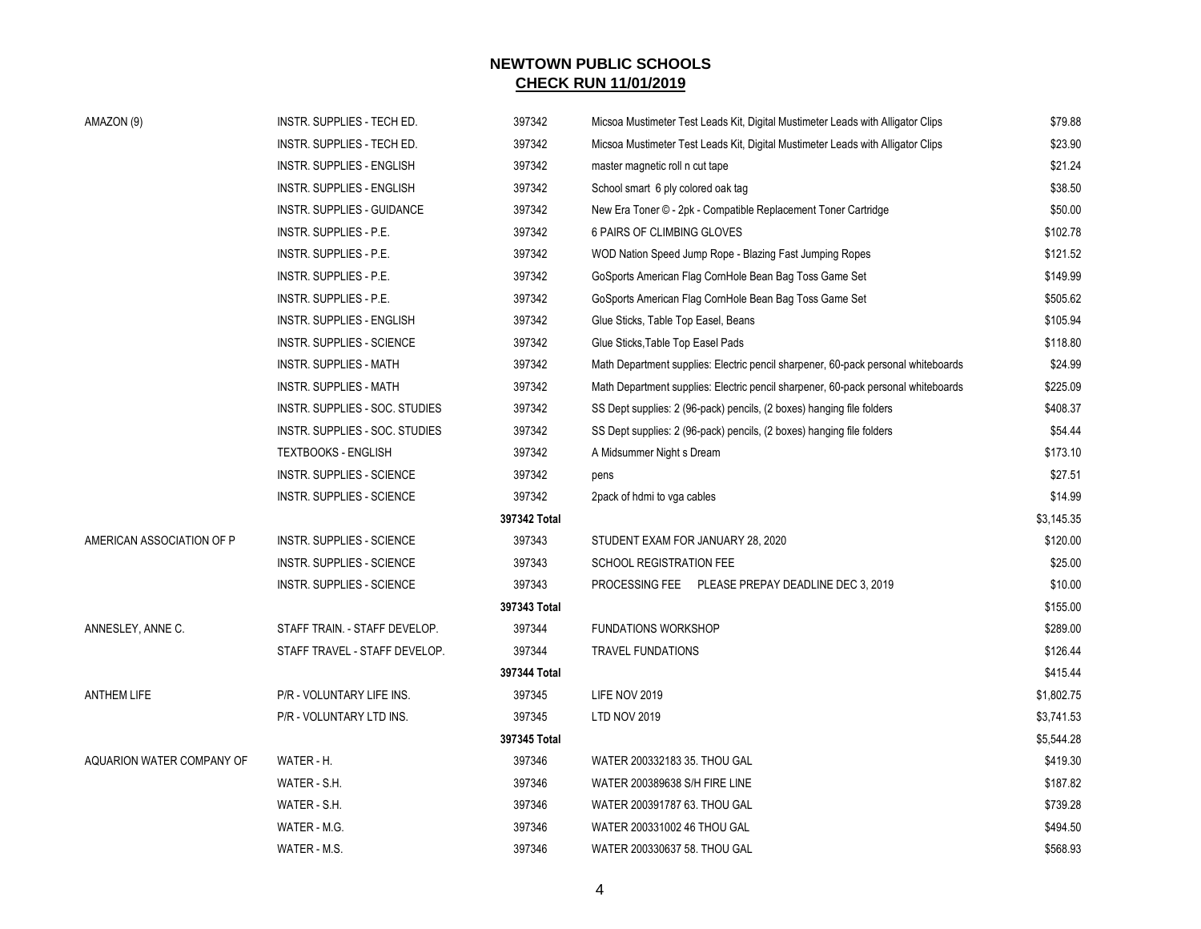## NEWTOWN PUBLIC SCHOOLS
## CHECK RUN 11/01/2019

| | | | | |
|---|---|---|---|---|
| AMAZON (9) | INSTR. SUPPLIES - TECH ED. | 397342 | Micsoa Mustimeter Test Leads Kit, Digital Mustimeter Leads with Alligator Clips | $79.88 |
| | INSTR. SUPPLIES - TECH ED. | 397342 | Micsoa Mustimeter Test Leads Kit, Digital Mustimeter Leads with Alligator Clips | $23.90 |
| | INSTR. SUPPLIES - ENGLISH | 397342 | master magnetic roll n cut tape | $21.24 |
| | INSTR. SUPPLIES - ENGLISH | 397342 | School smart 6 ply colored oak tag | $38.50 |
| | INSTR. SUPPLIES - GUIDANCE | 397342 | New Era Toner © - 2pk - Compatible Replacement Toner Cartridge | $50.00 |
| | INSTR. SUPPLIES - P.E. | 397342 | 6 PAIRS OF CLIMBING GLOVES | $102.78 |
| | INSTR. SUPPLIES - P.E. | 397342 | WOD Nation Speed Jump Rope - Blazing Fast Jumping Ropes | $121.52 |
| | INSTR. SUPPLIES - P.E. | 397342 | GoSports American Flag CornHole Bean Bag Toss Game Set | $149.99 |
| | INSTR. SUPPLIES - P.E. | 397342 | GoSports American Flag CornHole Bean Bag Toss Game Set | $505.62 |
| | INSTR. SUPPLIES - ENGLISH | 397342 | Glue Sticks, Table Top Easel, Beans | $105.94 |
| | INSTR. SUPPLIES - SCIENCE | 397342 | Glue Sticks,Table Top Easel Pads | $118.80 |
| | INSTR. SUPPLIES - MATH | 397342 | Math Department supplies: Electric pencil sharpener, 60-pack personal whiteboards | $24.99 |
| | INSTR. SUPPLIES - MATH | 397342 | Math Department supplies: Electric pencil sharpener, 60-pack personal whiteboards | $225.09 |
| | INSTR. SUPPLIES - SOC. STUDIES | 397342 | SS Dept supplies: 2 (96-pack) pencils, (2 boxes) hanging file folders | $408.37 |
| | INSTR. SUPPLIES - SOC. STUDIES | 397342 | SS Dept supplies: 2 (96-pack) pencils, (2 boxes) hanging file folders | $54.44 |
| | TEXTBOOKS - ENGLISH | 397342 | A Midsummer Night s Dream | $173.10 |
| | INSTR. SUPPLIES - SCIENCE | 397342 | pens | $27.51 |
| | INSTR. SUPPLIES - SCIENCE | 397342 | 2pack of hdmi to vga cables | $14.99 |
| | | **397342 Total** | | $3,145.35 |
| AMERICAN ASSOCIATION OF P | INSTR. SUPPLIES - SCIENCE | 397343 | STUDENT EXAM FOR JANUARY 28, 2020 | $120.00 |
| | INSTR. SUPPLIES - SCIENCE | 397343 | SCHOOL REGISTRATION FEE | $25.00 |
| | INSTR. SUPPLIES - SCIENCE | 397343 | PROCESSING FEE PLEASE PREPAY DEADLINE DEC 3, 2019 | $10.00 |
| | | **397343 Total** | | $155.00 |
| ANNESLEY, ANNE C. | STAFF TRAIN. - STAFF DEVELOP. | 397344 | FUNDATIONS WORKSHOP | $289.00 |
| | STAFF TRAVEL - STAFF DEVELOP. | 397344 | TRAVEL FUNDATIONS | $126.44 |
| | | **397344 Total** | | $415.44 |
| ANTHEM LIFE | P/R - VOLUNTARY LIFE INS. | 397345 | LIFE NOV 2019 | $1,802.75 |
| | P/R - VOLUNTARY LTD INS. | 397345 | LTD NOV 2019 | $3,741.53 |
| | | **397345 Total** | | $5,544.28 |
| AQUARION WATER COMPANY OF | WATER - H. | 397346 | WATER 200332183 35. THOU GAL | $419.30 |
| | WATER - S.H. | 397346 | WATER 200389638 S/H FIRE LINE | $187.82 |
| | WATER - S.H. | 397346 | WATER 200391787 63. THOU GAL | $739.28 |
| | WATER - M.G. | 397346 | WATER 200331002 46 THOU GAL | $494.50 |
| | WATER - M.S. | 397346 | WATER 200330637 58. THOU GAL | $568.93 |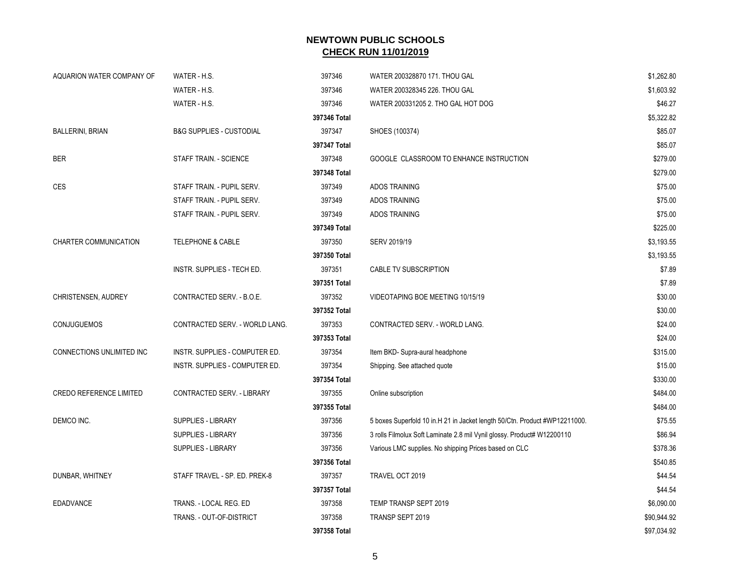# NEWTOWN PUBLIC SCHOOLS

## CHECK RUN 11/01/2019

| | | | | |
|---|---|---|---|---|
| AQUARION WATER COMPANY OF | WATER - H.S. | 397346 | WATER 200328870 171. THOU GAL | $1,262.80 |
| | WATER - H.S. | 397346 | WATER 200328345 226. THOU GAL | $1,603.92 |
| | WATER - H.S. | 397346 | WATER 200331205 2. THO GAL HOT DOG | $46.27 |
| | | **397346 Total** | | $5,322.82 |
| BALLERINI, BRIAN | B&G SUPPLIES - CUSTODIAL | 397347 | SHOES (100374) | $85.07 |
| | | **397347 Total** | | $85.07 |
| BER | STAFF TRAIN. - SCIENCE | 397348 | GOOGLE CLASSROOM TO ENHANCE INSTRUCTION | $279.00 |
| | | **397348 Total** | | $279.00 |
| CES | STAFF TRAIN. - PUPIL SERV. | 397349 | ADOS TRAINING | $75.00 |
| | STAFF TRAIN. - PUPIL SERV. | 397349 | ADOS TRAINING | $75.00 |
| | STAFF TRAIN. - PUPIL SERV. | 397349 | ADOS TRAINING | $75.00 |
| | | **397349 Total** | | $225.00 |
| CHARTER COMMUNICATION | TELEPHONE & CABLE | 397350 | SERV 2019/19 | $3,193.55 |
| | | **397350 Total** | | $3,193.55 |
| | INSTR. SUPPLIES - TECH ED. | 397351 | CABLE TV SUBSCRIPTION | $7.89 |
| | | **397351 Total** | | $7.89 |
| CHRISTENSEN, AUDREY | CONTRACTED SERV. - B.O.E. | 397352 | VIDEOTAPING BOE MEETING 10/15/19 | $30.00 |
| | | **397352 Total** | | $30.00 |
| CONJUGUEMOS | CONTRACTED SERV. - WORLD LANG. | 397353 | CONTRACTED SERV. - WORLD LANG. | $24.00 |
| | | **397353 Total** | | $24.00 |
| CONNECTIONS UNLIMITED INC | INSTR. SUPPLIES - COMPUTER ED. | 397354 | Item BKD- Supra-aural headphone | $315.00 |
| | INSTR. SUPPLIES - COMPUTER ED. | 397354 | Shipping. See attached quote | $15.00 |
| | | **397354 Total** | | $330.00 |
| CREDO REFERENCE LIMITED | CONTRACTED SERV. - LIBRARY | 397355 | Online subscription | $484.00 |
| | | **397355 Total** | | $484.00 |
| DEMCO INC. | SUPPLIES - LIBRARY | 397356 | 5 boxes Superfold 10 in.H 21 in Jacket length 50/Ctn. Product #WP12211000. | $75.55 |
| | SUPPLIES - LIBRARY | 397356 | 3 rolls Filmolux Soft Laminate 2.8 mil Vynil glossy. Product# W12200110 | $86.94 |
| | SUPPLIES - LIBRARY | 397356 | Various LMC supplies. No shipping Prices based on CLC | $378.36 |
| | | **397356 Total** | | $540.85 |
| DUNBAR, WHITNEY | STAFF TRAVEL - SP. ED. PREK-8 | 397357 | TRAVEL OCT 2019 | $44.54 |
| | | **397357 Total** | | $44.54 |
| EDADVANCE | TRANS. - LOCAL REG. ED | 397358 | TEMP TRANSP SEPT 2019 | $6,090.00 |
| | TRANS. - OUT-OF-DISTRICT | 397358 | TRANSP SEPT 2019 | $90,944.92 |
| | | **397358 Total** | | $97,034.92 |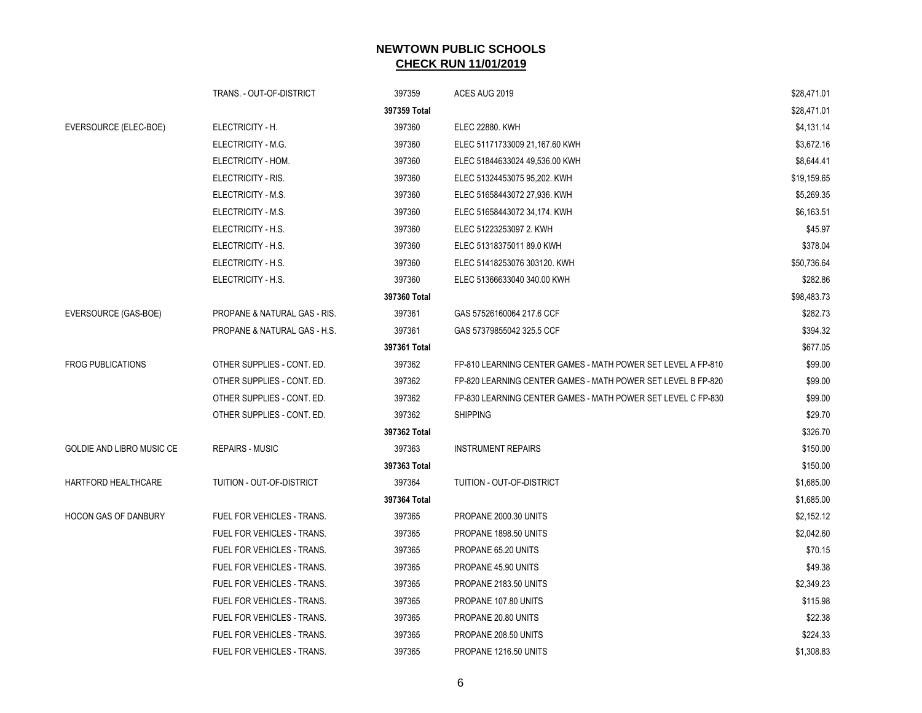# NEWTOWN PUBLIC SCHOOLS
## CHECK RUN 11/01/2019

| | | | | |
|---|---|---|---|---|
| | TRANS. - OUT-OF-DISTRICT | 397359 | ACES AUG 2019 | $28,471.01 |
| | | **397359 Total** | | $28,471.01 |
| EVERSOURCE (ELEC-BOE) | ELECTRICITY - H. | 397360 | ELEC 22880. KWH | $4,131.14 |
| | ELECTRICITY - M.G. | 397360 | ELEC 51171733009 21,167.60 KWH | $3,672.16 |
| | ELECTRICITY - HOM. | 397360 | ELEC 51844633024 49,536.00 KWH | $8,644.41 |
| | ELECTRICITY - RIS. | 397360 | ELEC 51324453075 95,202. KWH | $19,159.65 |
| | ELECTRICITY - M.S. | 397360 | ELEC 51658443072 27,936. KWH | $5,269.35 |
| | ELECTRICITY - M.S. | 397360 | ELEC 51658443072 34,174. KWH | $6,163.51 |
| | ELECTRICITY - H.S. | 397360 | ELEC 51223253097 2. KWH | $45.97 |
| | ELECTRICITY - H.S. | 397360 | ELEC 51318375011 89.0 KWH | $378.04 |
| | ELECTRICITY - H.S. | 397360 | ELEC 51418253076 303120. KWH | $50,736.64 |
| | ELECTRICITY - H.S. | 397360 | ELEC 51366633040 340.00 KWH | $282.86 |
| | | **397360 Total** | | $98,483.73 |
| EVERSOURCE (GAS-BOE) | PROPANE & NATURAL GAS - RIS. | 397361 | GAS 57526160064 217.6 CCF | $282.73 |
| | PROPANE & NATURAL GAS - H.S. | 397361 | GAS 57379855042 325.5 CCF | $394.32 |
| | | **397361 Total** | | $677.05 |
| FROG PUBLICATIONS | OTHER SUPPLIES - CONT. ED. | 397362 | FP-810 LEARNING CENTER GAMES - MATH POWER SET LEVEL A FP-810 | $99.00 |
| | OTHER SUPPLIES - CONT. ED. | 397362 | FP-820 LEARNING CENTER GAMES - MATH POWER SET LEVEL B FP-820 | $99.00 |
| | OTHER SUPPLIES - CONT. ED. | 397362 | FP-830 LEARNING CENTER GAMES - MATH POWER SET LEVEL C FP-830 | $99.00 |
| | OTHER SUPPLIES - CONT. ED. | 397362 | SHIPPING | $29.70 |
| | | **397362 Total** | | $326.70 |
| GOLDIE AND LIBRO MUSIC CE | REPAIRS - MUSIC | 397363 | INSTRUMENT REPAIRS | $150.00 |
| | | **397363 Total** | | $150.00 |
| HARTFORD HEALTHCARE | TUITION - OUT-OF-DISTRICT | 397364 | TUITION - OUT-OF-DISTRICT | $1,685.00 |
| | | **397364 Total** | | $1,685.00 |
| HOCON GAS OF DANBURY | FUEL FOR VEHICLES - TRANS. | 397365 | PROPANE 2000.30 UNITS | $2,152.12 |
| | FUEL FOR VEHICLES - TRANS. | 397365 | PROPANE 1898.50 UNITS | $2,042.60 |
| | FUEL FOR VEHICLES - TRANS. | 397365 | PROPANE 65.20 UNITS | $70.15 |
| | FUEL FOR VEHICLES - TRANS. | 397365 | PROPANE 45.90 UNITS | $49.38 |
| | FUEL FOR VEHICLES - TRANS. | 397365 | PROPANE 2183.50 UNITS | $2,349.23 |
| | FUEL FOR VEHICLES - TRANS. | 397365 | PROPANE 107.80 UNITS | $115.98 |
| | FUEL FOR VEHICLES - TRANS. | 397365 | PROPANE 20.80 UNITS | $22.38 |
| | FUEL FOR VEHICLES - TRANS. | 397365 | PROPANE 208.50 UNITS | $224.33 |
| | FUEL FOR VEHICLES - TRANS. | 397365 | PROPANE 1216.50 UNITS | $1,308.83 |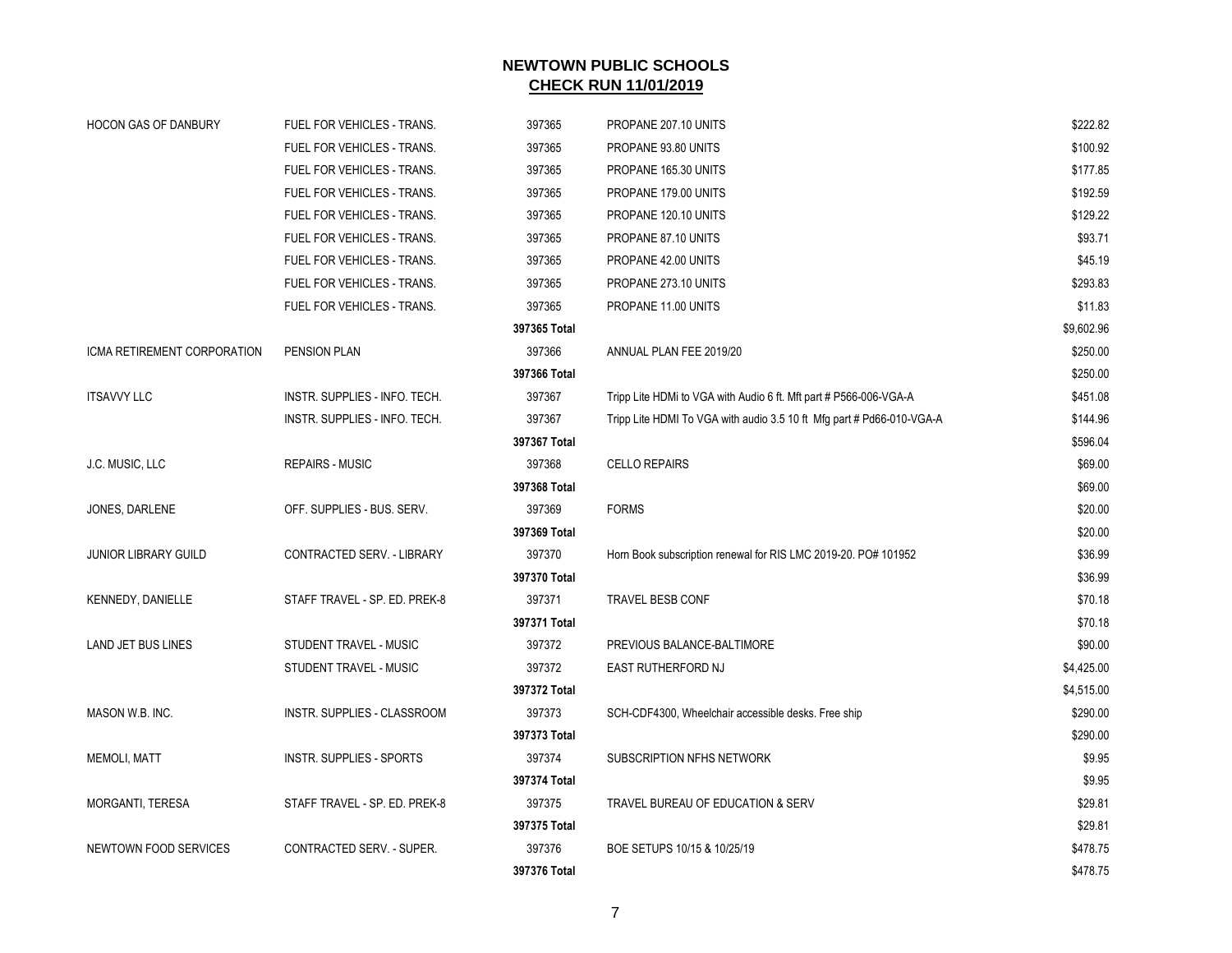## NEWTOWN PUBLIC SCHOOLS
## CHECK RUN 11/01/2019

| Vendor | Account | Check # | Description | Amount |
|---|---|---|---|---|
| HOCON GAS OF DANBURY | FUEL FOR VEHICLES - TRANS. | 397365 | PROPANE 207.10 UNITS | $222.82 |
| | FUEL FOR VEHICLES - TRANS. | 397365 | PROPANE 93.80 UNITS | $100.92 |
| | FUEL FOR VEHICLES - TRANS. | 397365 | PROPANE 165.30 UNITS | $177.85 |
| | FUEL FOR VEHICLES - TRANS. | 397365 | PROPANE 179.00 UNITS | $192.59 |
| | FUEL FOR VEHICLES - TRANS. | 397365 | PROPANE 120.10 UNITS | $129.22 |
| | FUEL FOR VEHICLES - TRANS. | 397365 | PROPANE 87.10 UNITS | $93.71 |
| | FUEL FOR VEHICLES - TRANS. | 397365 | PROPANE 42.00 UNITS | $45.19 |
| | FUEL FOR VEHICLES - TRANS. | 397365 | PROPANE 273.10 UNITS | $293.83 |
| | FUEL FOR VEHICLES - TRANS. | 397365 | PROPANE 11.00 UNITS | $11.83 |
| | | **397365 Total** | | $9,602.96 |
| ICMA RETIREMENT CORPORATION | PENSION PLAN | 397366 | ANNUAL PLAN FEE 2019/20 | $250.00 |
| | | **397366 Total** | | $250.00 |
| ITSAVVY LLC | INSTR. SUPPLIES - INFO. TECH. | 397367 | Tripp Lite HDMi to VGA with Audio 6 ft. Mft part # P566-006-VGA-A | $451.08 |
| | INSTR. SUPPLIES - INFO. TECH. | 397367 | Tripp Lite HDMI To VGA with audio 3.5 10 ft Mfg part # Pd66-010-VGA-A | $144.96 |
| | | **397367 Total** | | $596.04 |
| J.C. MUSIC, LLC | REPAIRS - MUSIC | 397368 | CELLO REPAIRS | $69.00 |
| | | **397368 Total** | | $69.00 |
| JONES, DARLENE | OFF. SUPPLIES - BUS. SERV. | 397369 | FORMS | $20.00 |
| | | **397369 Total** | | $20.00 |
| JUNIOR LIBRARY GUILD | CONTRACTED SERV. - LIBRARY | 397370 | Horn Book subscription renewal for RIS LMC 2019-20. PO# 101952 | $36.99 |
| | | **397370 Total** | | $36.99 |
| KENNEDY, DANIELLE | STAFF TRAVEL - SP. ED. PREK-8 | 397371 | TRAVEL BESB CONF | $70.18 |
| | | **397371 Total** | | $70.18 |
| LAND JET BUS LINES | STUDENT TRAVEL - MUSIC | 397372 | PREVIOUS BALANCE-BALTIMORE | $90.00 |
| | STUDENT TRAVEL - MUSIC | 397372 | EAST RUTHERFORD NJ | $4,425.00 |
| | | **397372 Total** | | $4,515.00 |
| MASON W.B. INC. | INSTR. SUPPLIES - CLASSROOM | 397373 | SCH-CDF4300, Wheelchair accessible desks. Free ship | $290.00 |
| | | **397373 Total** | | $290.00 |
| MEMOLI, MATT | INSTR. SUPPLIES - SPORTS | 397374 | SUBSCRIPTION NFHS NETWORK | $9.95 |
| | | **397374 Total** | | $9.95 |
| MORGANTI, TERESA | STAFF TRAVEL - SP. ED. PREK-8 | 397375 | TRAVEL BUREAU OF EDUCATION & SERV | $29.81 |
| | | **397375 Total** | | $29.81 |
| NEWTOWN FOOD SERVICES | CONTRACTED SERV. - SUPER. | 397376 | BOE SETUPS 10/15 & 10/25/19 | $478.75 |
| | | **397376 Total** | | $478.75 |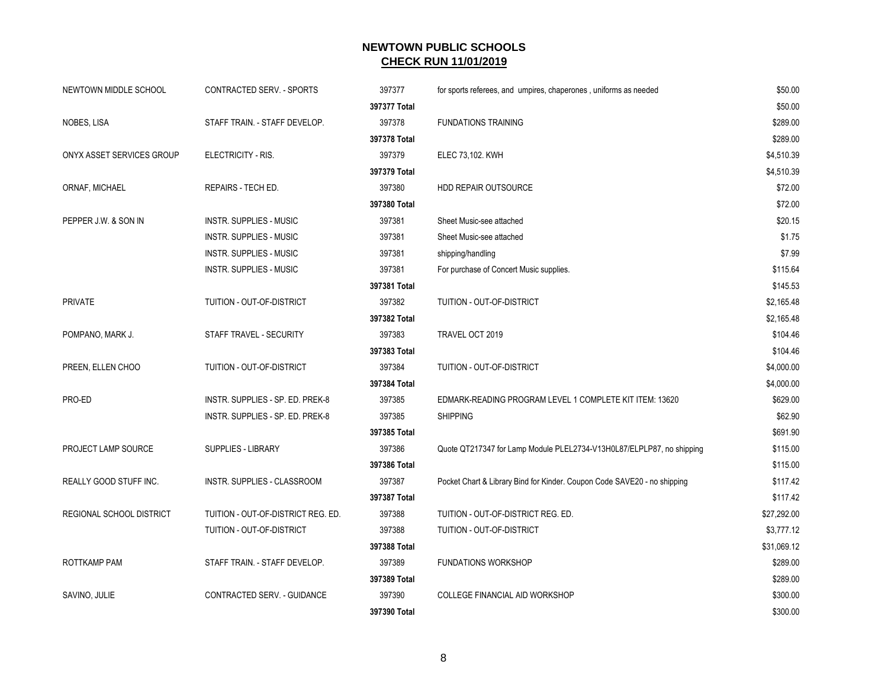## NEWTOWN PUBLIC SCHOOLS
## CHECK RUN 11/01/2019

| | | | | |
|---|---|---|---|---|
| NEWTOWN MIDDLE SCHOOL | CONTRACTED SERV. - SPORTS | 397377 | for sports referees, and umpires, chaperones , uniforms as needed | $50.00 |
| | | **397377 Total** | | $50.00 |
| NOBES, LISA | STAFF TRAIN. - STAFF DEVELOP. | 397378 | FUNDATIONS TRAINING | $289.00 |
| | | **397378 Total** | | $289.00 |
| ONYX ASSET SERVICES GROUP | ELECTRICITY - RIS. | 397379 | ELEC 73,102. KWH | $4,510.39 |
| | | **397379 Total** | | $4,510.39 |
| ORNAF, MICHAEL | REPAIRS - TECH ED. | 397380 | HDD REPAIR OUTSOURCE | $72.00 |
| | | **397380 Total** | | $72.00 |
| PEPPER J.W. & SON IN | INSTR. SUPPLIES - MUSIC | 397381 | Sheet Music-see attached | $20.15 |
| | INSTR. SUPPLIES - MUSIC | 397381 | Sheet Music-see attached | $1.75 |
| | INSTR. SUPPLIES - MUSIC | 397381 | shipping/handling | $7.99 |
| | INSTR. SUPPLIES - MUSIC | 397381 | For purchase of Concert Music supplies. | $115.64 |
| | | **397381 Total** | | $145.53 |
| PRIVATE | TUITION - OUT-OF-DISTRICT | 397382 | TUITION - OUT-OF-DISTRICT | $2,165.48 |
| | | **397382 Total** | | $2,165.48 |
| POMPANO, MARK J. | STAFF TRAVEL - SECURITY | 397383 | TRAVEL OCT 2019 | $104.46 |
| | | **397383 Total** | | $104.46 |
| PREEN, ELLEN CHOO | TUITION - OUT-OF-DISTRICT | 397384 | TUITION - OUT-OF-DISTRICT | $4,000.00 |
| | | **397384 Total** | | $4,000.00 |
| PRO-ED | INSTR. SUPPLIES - SP. ED. PREK-8 | 397385 | EDMARK-READING PROGRAM LEVEL 1 COMPLETE KIT ITEM: 13620 | $629.00 |
| | INSTR. SUPPLIES - SP. ED. PREK-8 | 397385 | SHIPPING | $62.90 |
| | | **397385 Total** | | $691.90 |
| PROJECT LAMP SOURCE | SUPPLIES - LIBRARY | 397386 | Quote QT217347 for Lamp Module PLEL2734-V13H0L87/ELPLP87, no shipping | $115.00 |
| | | **397386 Total** | | $115.00 |
| REALLY GOOD STUFF INC. | INSTR. SUPPLIES - CLASSROOM | 397387 | Pocket Chart & Library Bind for Kinder. Coupon Code SAVE20 - no shipping | $117.42 |
| | | **397387 Total** | | $117.42 |
| REGIONAL SCHOOL DISTRICT | TUITION - OUT-OF-DISTRICT REG. ED. | 397388 | TUITION - OUT-OF-DISTRICT REG. ED. | $27,292.00 |
| | TUITION - OUT-OF-DISTRICT | 397388 | TUITION - OUT-OF-DISTRICT | $3,777.12 |
| | | **397388 Total** | | $31,069.12 |
| ROTTKAMP PAM | STAFF TRAIN. - STAFF DEVELOP. | 397389 | FUNDATIONS WORKSHOP | $289.00 |
| | | **397389 Total** | | $289.00 |
| SAVINO, JULIE | CONTRACTED SERV. - GUIDANCE | 397390 | COLLEGE FINANCIAL AID WORKSHOP | $300.00 |
| | | **397390 Total** | | $300.00 |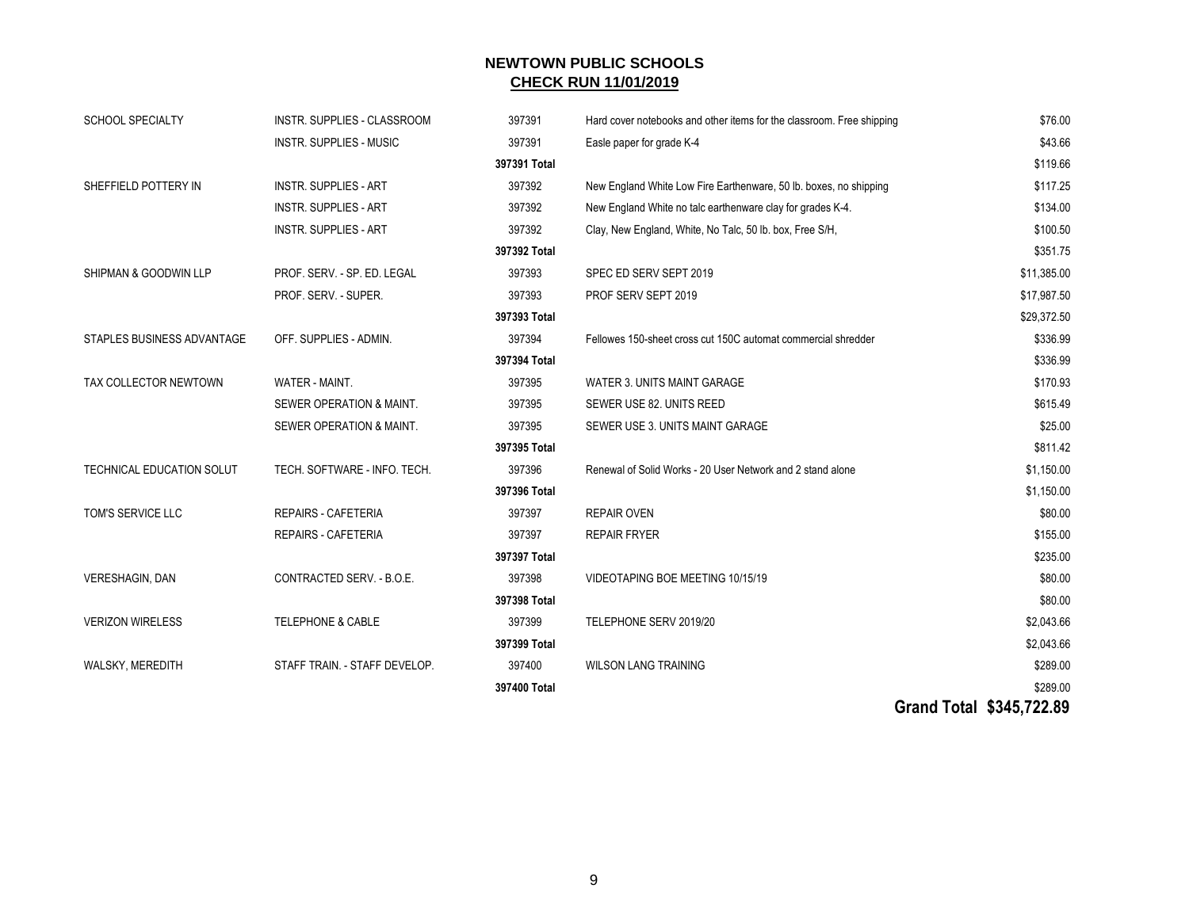**NEWTOWN PUBLIC SCHOOLS**
**CHECK RUN 11/01/2019**

| | | | | |
|---|---|---|---|---|
| SCHOOL SPECIALTY | INSTR. SUPPLIES - CLASSROOM | 397391 | Hard cover notebooks and other items for the classroom. Free shipping | $76.00 |
| | INSTR. SUPPLIES - MUSIC | 397391 | Easle paper for grade K-4 | $43.66 |
| | | **397391 Total** | | $119.66 |
| SHEFFIELD POTTERY IN | INSTR. SUPPLIES - ART | 397392 | New England White Low Fire Earthenware, 50 lb. boxes, no shipping | $117.25 |
| | INSTR. SUPPLIES - ART | 397392 | New England White no talc earthenware clay for grades K-4. | $134.00 |
| | INSTR. SUPPLIES - ART | 397392 | Clay, New England, White, No Talc, 50 lb. box, Free S/H, | $100.50 |
| | | **397392 Total** | | $351.75 |
| SHIPMAN & GOODWIN LLP | PROF. SERV. - SP. ED. LEGAL | 397393 | SPEC ED SERV SEPT 2019 | $11,385.00 |
| | PROF. SERV. - SUPER. | 397393 | PROF SERV SEPT 2019 | $17,987.50 |
| | | **397393 Total** | | $29,372.50 |
| STAPLES BUSINESS ADVANTAGE | OFF. SUPPLIES - ADMIN. | 397394 | Fellowes 150-sheet cross cut 150C automat commercial shredder | $336.99 |
| | | **397394 Total** | | $336.99 |
| TAX COLLECTOR NEWTOWN | WATER - MAINT. | 397395 | WATER 3. UNITS MAINT GARAGE | $170.93 |
| | SEWER OPERATION & MAINT. | 397395 | SEWER USE 82. UNITS REED | $615.49 |
| | SEWER OPERATION & MAINT. | 397395 | SEWER USE 3. UNITS MAINT GARAGE | $25.00 |
| | | **397395 Total** | | $811.42 |
| TECHNICAL EDUCATION SOLUT | TECH. SOFTWARE - INFO. TECH. | 397396 | Renewal of Solid Works - 20 User Network and 2 stand alone | $1,150.00 |
| | | **397396 Total** | | $1,150.00 |
| TOM'S SERVICE LLC | REPAIRS - CAFETERIA | 397397 | REPAIR OVEN | $80.00 |
| | REPAIRS - CAFETERIA | 397397 | REPAIR FRYER | $155.00 |
| | | **397397 Total** | | $235.00 |
| VERESHAGIN, DAN | CONTRACTED SERV. - B.O.E. | 397398 | VIDEOTAPING BOE MEETING 10/15/19 | $80.00 |
| | | **397398 Total** | | $80.00 |
| VERIZON WIRELESS | TELEPHONE & CABLE | 397399 | TELEPHONE SERV 2019/20 | $2,043.66 |
| | | **397399 Total** | | $2,043.66 |
| WALSKY, MEREDITH | STAFF TRAIN. - STAFF DEVELOP. | 397400 | WILSON LANG TRAINING | $289.00 |
| | | **397400 Total** | | $289.00 |
| | | | **Grand Total** | **$345,722.89** |